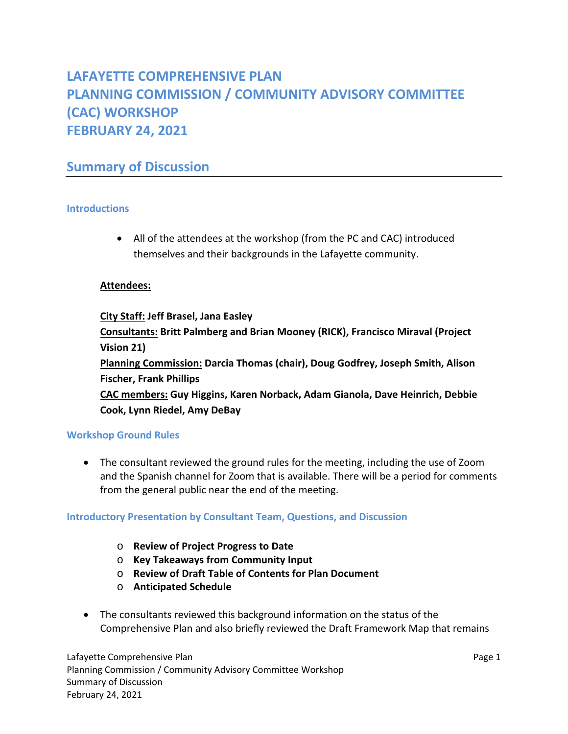# LAFAYETTE COMPREHENSIVE PLAN
# PLANNING COMMISSION / COMMUNITY ADVISORY COMMITTEE (CAC) WORKSHOP
# FEBRUARY 24, 2021

## Summary of Discussion

### Introductions

- All of the attendees at the workshop (from the PC and CAC) introduced themselves and their backgrounds in the Lafayette community.

**Attendees:**

**City Staff: Jeff Brasel, Jana Easley**
**Consultants: Britt Palmberg and Brian Mooney (RICK), Francisco Miraval (Project Vision 21)**
**Planning Commission: Darcia Thomas (chair), Doug Godfrey, Joseph Smith, Alison Fischer, Frank Phillips**
**CAC members: Guy Higgins, Karen Norback, Adam Gianola, Dave Heinrich, Debbie Cook, Lynn Riedel, Amy DeBay**

### Workshop Ground Rules

- The consultant reviewed the ground rules for the meeting, including the use of Zoom and the Spanish channel for Zoom that is available. There will be a period for comments from the general public near the end of the meeting.

### Introductory Presentation by Consultant Team, Questions, and Discussion

- **Review of Project Progress to Date**
- **Key Takeaways from Community Input**
- **Review of Draft Table of Contents for Plan Document**
- **Anticipated Schedule**

- The consultants reviewed this background information on the status of the Comprehensive Plan and also briefly reviewed the Draft Framework Map that remains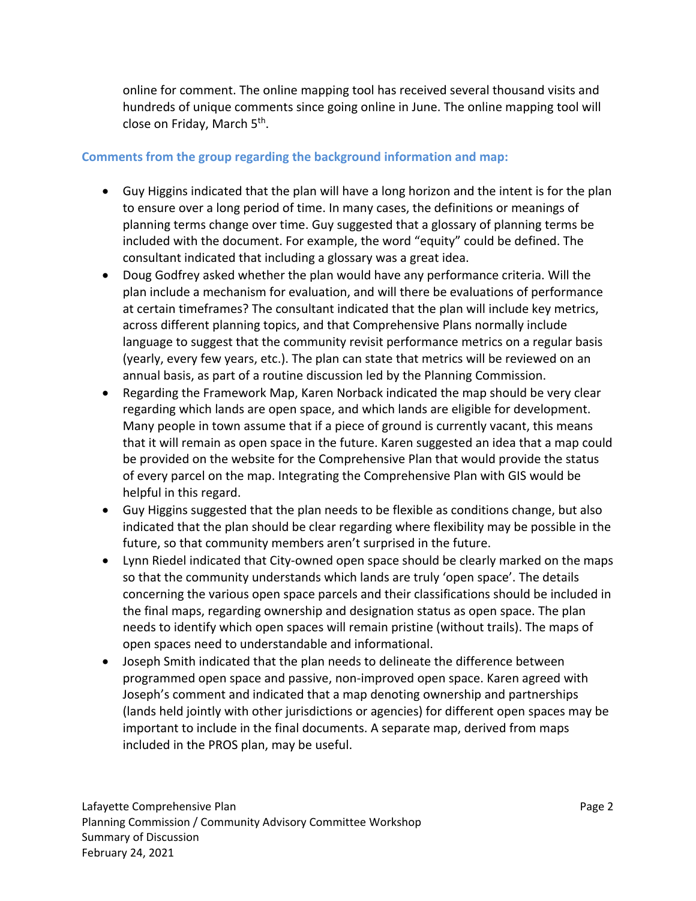online for comment. The online mapping tool has received several thousand visits and hundreds of unique comments since going online in June. The online mapping tool will close on Friday, March 5th.

### Comments from the group regarding the background information and map:

- Guy Higgins indicated that the plan will have a long horizon and the intent is for the plan to ensure over a long period of time. In many cases, the definitions or meanings of planning terms change over time. Guy suggested that a glossary of planning terms be included with the document. For example, the word "equity" could be defined. The consultant indicated that including a glossary was a great idea.
- Doug Godfrey asked whether the plan would have any performance criteria. Will the plan include a mechanism for evaluation, and will there be evaluations of performance at certain timeframes? The consultant indicated that the plan will include key metrics, across different planning topics, and that Comprehensive Plans normally include language to suggest that the community revisit performance metrics on a regular basis (yearly, every few years, etc.). The plan can state that metrics will be reviewed on an annual basis, as part of a routine discussion led by the Planning Commission.
- Regarding the Framework Map, Karen Norback indicated the map should be very clear regarding which lands are open space, and which lands are eligible for development. Many people in town assume that if a piece of ground is currently vacant, this means that it will remain as open space in the future. Karen suggested an idea that a map could be provided on the website for the Comprehensive Plan that would provide the status of every parcel on the map. Integrating the Comprehensive Plan with GIS would be helpful in this regard.
- Guy Higgins suggested that the plan needs to be flexible as conditions change, but also indicated that the plan should be clear regarding where flexibility may be possible in the future, so that community members aren't surprised in the future.
- Lynn Riedel indicated that City-owned open space should be clearly marked on the maps so that the community understands which lands are truly 'open space'. The details concerning the various open space parcels and their classifications should be included in the final maps, regarding ownership and designation status as open space. The plan needs to identify which open spaces will remain pristine (without trails). The maps of open spaces need to understandable and informational.
- Joseph Smith indicated that the plan needs to delineate the difference between programmed open space and passive, non-improved open space. Karen agreed with Joseph's comment and indicated that a map denoting ownership and partnerships (lands held jointly with other jurisdictions or agencies) for different open spaces may be important to include in the final documents. A separate map, derived from maps included in the PROS plan, may be useful.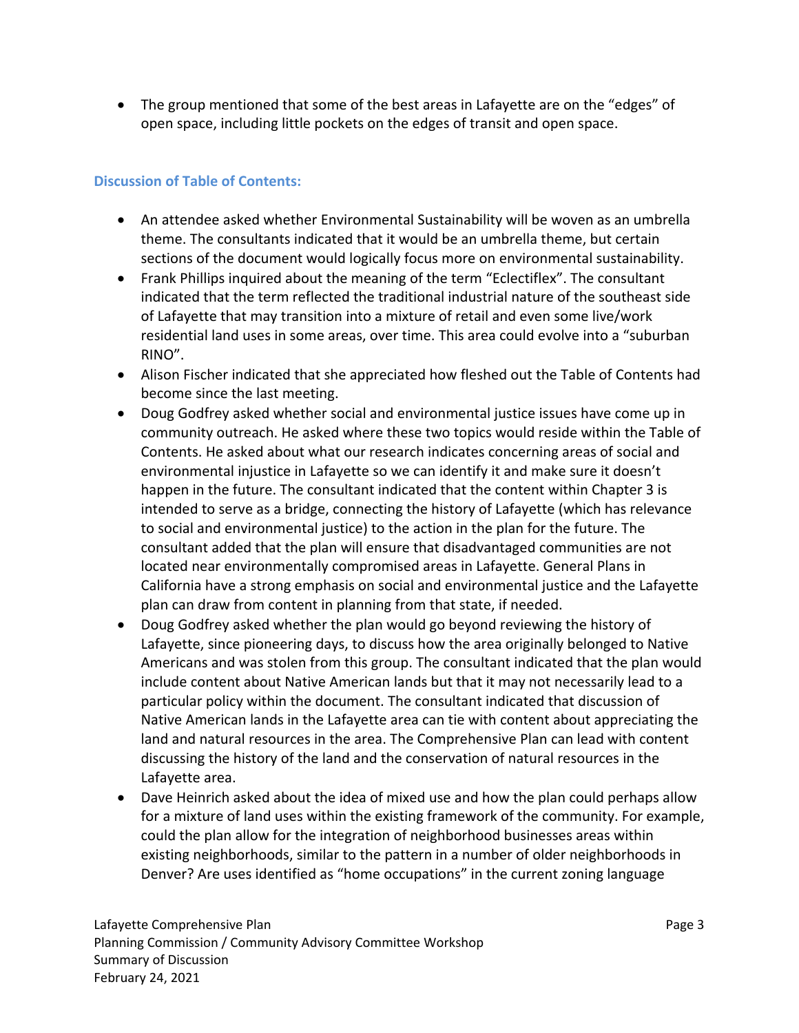- The group mentioned that some of the best areas in Lafayette are on the "edges" of open space, including little pockets on the edges of transit and open space.

### Discussion of Table of Contents:

- An attendee asked whether Environmental Sustainability will be woven as an umbrella theme. The consultants indicated that it would be an umbrella theme, but certain sections of the document would logically focus more on environmental sustainability.
- Frank Phillips inquired about the meaning of the term "Eclectiflex". The consultant indicated that the term reflected the traditional industrial nature of the southeast side of Lafayette that may transition into a mixture of retail and even some live/work residential land uses in some areas, over time. This area could evolve into a "suburban RINO".
- Alison Fischer indicated that she appreciated how fleshed out the Table of Contents had become since the last meeting.
- Doug Godfrey asked whether social and environmental justice issues have come up in community outreach. He asked where these two topics would reside within the Table of Contents. He asked about what our research indicates concerning areas of social and environmental injustice in Lafayette so we can identify it and make sure it doesn't happen in the future. The consultant indicated that the content within Chapter 3 is intended to serve as a bridge, connecting the history of Lafayette (which has relevance to social and environmental justice) to the action in the plan for the future. The consultant added that the plan will ensure that disadvantaged communities are not located near environmentally compromised areas in Lafayette. General Plans in California have a strong emphasis on social and environmental justice and the Lafayette plan can draw from content in planning from that state, if needed.
- Doug Godfrey asked whether the plan would go beyond reviewing the history of Lafayette, since pioneering days, to discuss how the area originally belonged to Native Americans and was stolen from this group. The consultant indicated that the plan would include content about Native American lands but that it may not necessarily lead to a particular policy within the document. The consultant indicated that discussion of Native American lands in the Lafayette area can tie with content about appreciating the land and natural resources in the area. The Comprehensive Plan can lead with content discussing the history of the land and the conservation of natural resources in the Lafayette area.
- Dave Heinrich asked about the idea of mixed use and how the plan could perhaps allow for a mixture of land uses within the existing framework of the community. For example, could the plan allow for the integration of neighborhood businesses areas within existing neighborhoods, similar to the pattern in a number of older neighborhoods in Denver? Are uses identified as "home occupations" in the current zoning language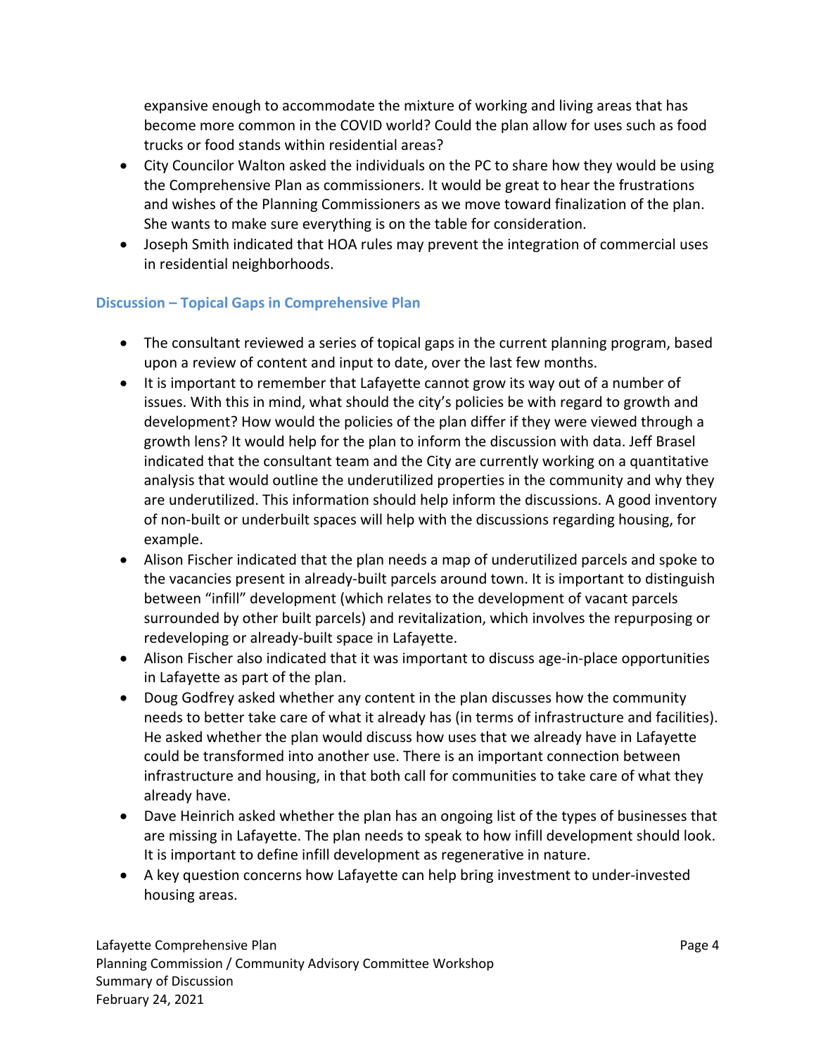expansive enough to accommodate the mixture of working and living areas that has become more common in the COVID world? Could the plan allow for uses such as food trucks or food stands within residential areas?

- City Councilor Walton asked the individuals on the PC to share how they would be using the Comprehensive Plan as commissioners. It would be great to hear the frustrations and wishes of the Planning Commissioners as we move toward finalization of the plan. She wants to make sure everything is on the table for consideration.
- Joseph Smith indicated that HOA rules may prevent the integration of commercial uses in residential neighborhoods.

### Discussion – Topical Gaps in Comprehensive Plan

- The consultant reviewed a series of topical gaps in the current planning program, based upon a review of content and input to date, over the last few months.
- It is important to remember that Lafayette cannot grow its way out of a number of issues. With this in mind, what should the city's policies be with regard to growth and development? How would the policies of the plan differ if they were viewed through a growth lens? It would help for the plan to inform the discussion with data. Jeff Brasel indicated that the consultant team and the City are currently working on a quantitative analysis that would outline the underutilized properties in the community and why they are underutilized. This information should help inform the discussions. A good inventory of non-built or underbuilt spaces will help with the discussions regarding housing, for example.
- Alison Fischer indicated that the plan needs a map of underutilized parcels and spoke to the vacancies present in already-built parcels around town. It is important to distinguish between "infill" development (which relates to the development of vacant parcels surrounded by other built parcels) and revitalization, which involves the repurposing or redeveloping or already-built space in Lafayette.
- Alison Fischer also indicated that it was important to discuss age-in-place opportunities in Lafayette as part of the plan.
- Doug Godfrey asked whether any content in the plan discusses how the community needs to better take care of what it already has (in terms of infrastructure and facilities). He asked whether the plan would discuss how uses that we already have in Lafayette could be transformed into another use. There is an important connection between infrastructure and housing, in that both call for communities to take care of what they already have.
- Dave Heinrich asked whether the plan has an ongoing list of the types of businesses that are missing in Lafayette. The plan needs to speak to how infill development should look. It is important to define infill development as regenerative in nature.
- A key question concerns how Lafayette can help bring investment to under-invested housing areas.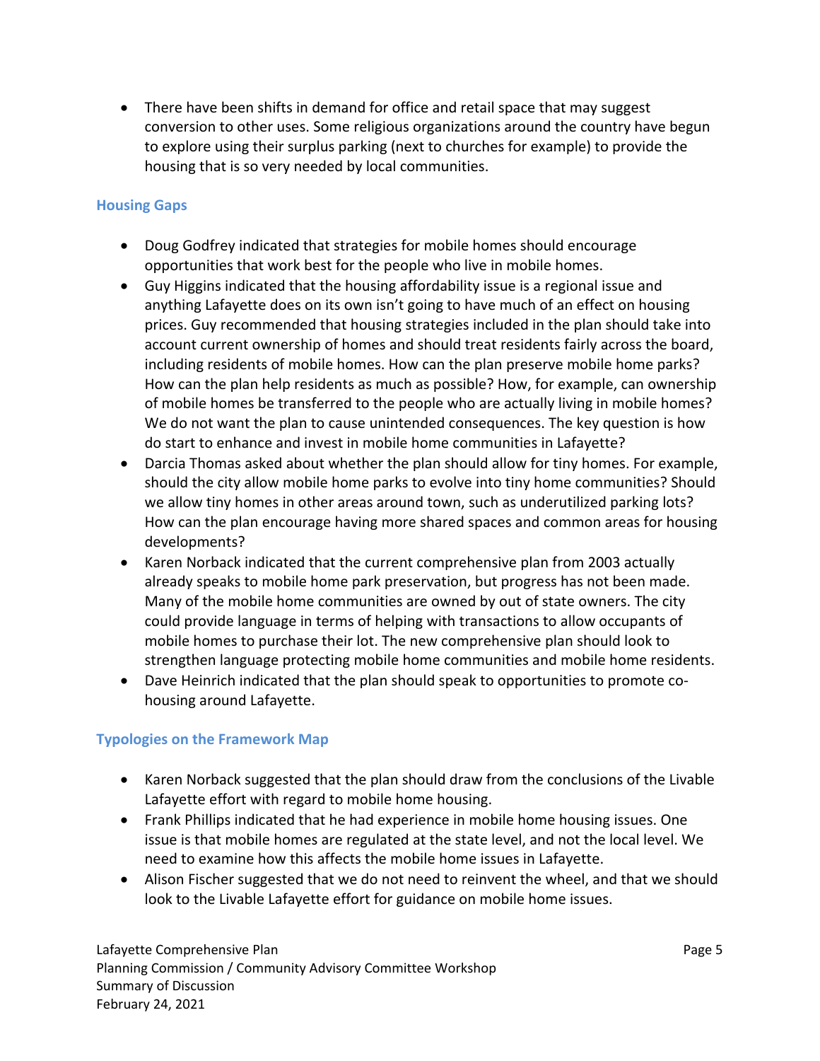- There have been shifts in demand for office and retail space that may suggest conversion to other uses. Some religious organizations around the country have begun to explore using their surplus parking (next to churches for example) to provide the housing that is so very needed by local communities.

### Housing Gaps

- Doug Godfrey indicated that strategies for mobile homes should encourage opportunities that work best for the people who live in mobile homes.
- Guy Higgins indicated that the housing affordability issue is a regional issue and anything Lafayette does on its own isn't going to have much of an effect on housing prices. Guy recommended that housing strategies included in the plan should take into account current ownership of homes and should treat residents fairly across the board, including residents of mobile homes. How can the plan preserve mobile home parks? How can the plan help residents as much as possible? How, for example, can ownership of mobile homes be transferred to the people who are actually living in mobile homes? We do not want the plan to cause unintended consequences. The key question is how do start to enhance and invest in mobile home communities in Lafayette?
- Darcia Thomas asked about whether the plan should allow for tiny homes. For example, should the city allow mobile home parks to evolve into tiny home communities? Should we allow tiny homes in other areas around town, such as underutilized parking lots? How can the plan encourage having more shared spaces and common areas for housing developments?
- Karen Norback indicated that the current comprehensive plan from 2003 actually already speaks to mobile home park preservation, but progress has not been made. Many of the mobile home communities are owned by out of state owners. The city could provide language in terms of helping with transactions to allow occupants of mobile homes to purchase their lot. The new comprehensive plan should look to strengthen language protecting mobile home communities and mobile home residents.
- Dave Heinrich indicated that the plan should speak to opportunities to promote co-housing around Lafayette.

### Typologies on the Framework Map

- Karen Norback suggested that the plan should draw from the conclusions of the Livable Lafayette effort with regard to mobile home housing.
- Frank Phillips indicated that he had experience in mobile home housing issues. One issue is that mobile homes are regulated at the state level, and not the local level. We need to examine how this affects the mobile home issues in Lafayette.
- Alison Fischer suggested that we do not need to reinvent the wheel, and that we should look to the Livable Lafayette effort for guidance on mobile home issues.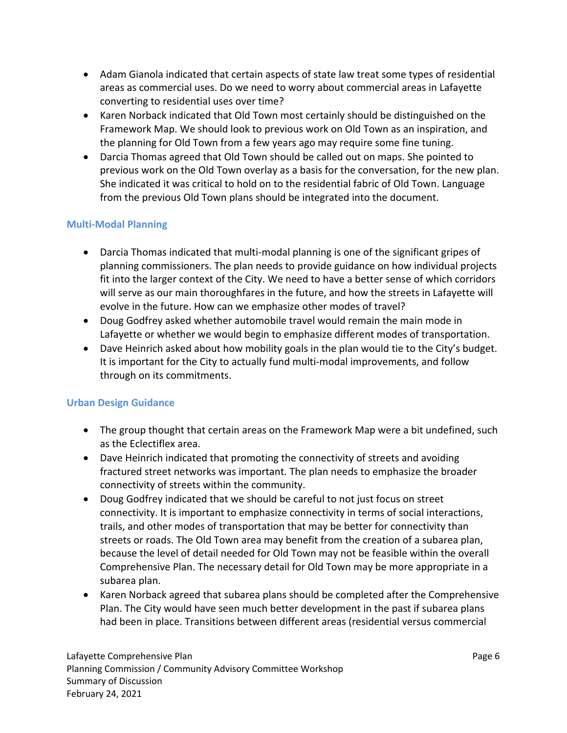- Adam Gianola indicated that certain aspects of state law treat some types of residential areas as commercial uses. Do we need to worry about commercial areas in Lafayette converting to residential uses over time?
- Karen Norback indicated that Old Town most certainly should be distinguished on the Framework Map. We should look to previous work on Old Town as an inspiration, and the planning for Old Town from a few years ago may require some fine tuning.
- Darcia Thomas agreed that Old Town should be called out on maps. She pointed to previous work on the Old Town overlay as a basis for the conversation, for the new plan. She indicated it was critical to hold on to the residential fabric of Old Town. Language from the previous Old Town plans should be integrated into the document.

### Multi-Modal Planning

- Darcia Thomas indicated that multi-modal planning is one of the significant gripes of planning commissioners. The plan needs to provide guidance on how individual projects fit into the larger context of the City. We need to have a better sense of which corridors will serve as our main thoroughfares in the future, and how the streets in Lafayette will evolve in the future. How can we emphasize other modes of travel?
- Doug Godfrey asked whether automobile travel would remain the main mode in Lafayette or whether we would begin to emphasize different modes of transportation.
- Dave Heinrich asked about how mobility goals in the plan would tie to the City's budget. It is important for the City to actually fund multi-modal improvements, and follow through on its commitments.

### Urban Design Guidance

- The group thought that certain areas on the Framework Map were a bit undefined, such as the Eclectiflex area.
- Dave Heinrich indicated that promoting the connectivity of streets and avoiding fractured street networks was important. The plan needs to emphasize the broader connectivity of streets within the community.
- Doug Godfrey indicated that we should be careful to not just focus on street connectivity. It is important to emphasize connectivity in terms of social interactions, trails, and other modes of transportation that may be better for connectivity than streets or roads. The Old Town area may benefit from the creation of a subarea plan, because the level of detail needed for Old Town may not be feasible within the overall Comprehensive Plan. The necessary detail for Old Town may be more appropriate in a subarea plan.
- Karen Norback agreed that subarea plans should be completed after the Comprehensive Plan. The City would have seen much better development in the past if subarea plans had been in place. Transitions between different areas (residential versus commercial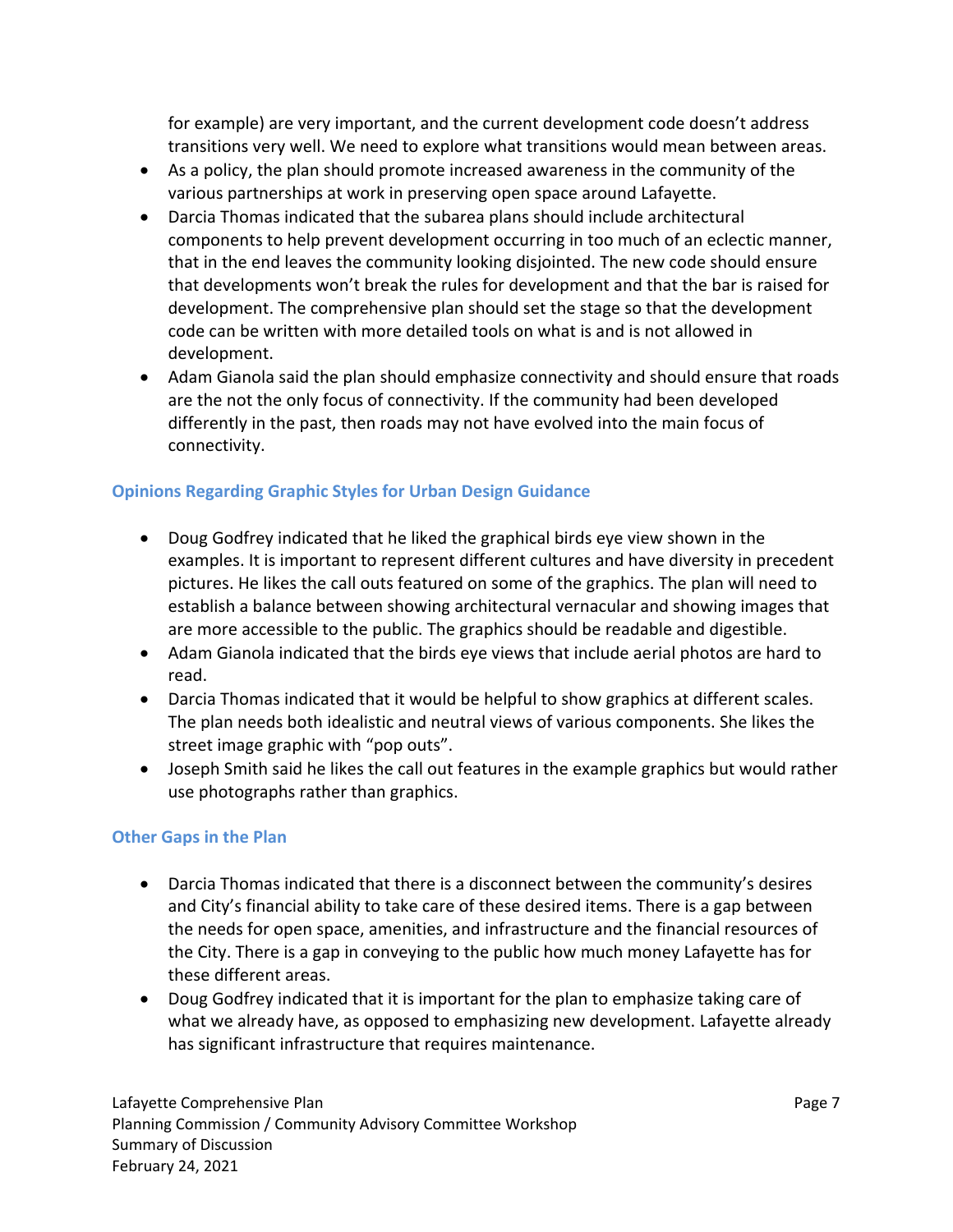for example) are very important, and the current development code doesn't address transitions very well. We need to explore what transitions would mean between areas.

- As a policy, the plan should promote increased awareness in the community of the various partnerships at work in preserving open space around Lafayette.
- Darcia Thomas indicated that the subarea plans should include architectural components to help prevent development occurring in too much of an eclectic manner, that in the end leaves the community looking disjointed. The new code should ensure that developments won't break the rules for development and that the bar is raised for development. The comprehensive plan should set the stage so that the development code can be written with more detailed tools on what is and is not allowed in development.
- Adam Gianola said the plan should emphasize connectivity and should ensure that roads are the not the only focus of connectivity. If the community had been developed differently in the past, then roads may not have evolved into the main focus of connectivity.

### Opinions Regarding Graphic Styles for Urban Design Guidance

- Doug Godfrey indicated that he liked the graphical birds eye view shown in the examples. It is important to represent different cultures and have diversity in precedent pictures. He likes the call outs featured on some of the graphics. The plan will need to establish a balance between showing architectural vernacular and showing images that are more accessible to the public. The graphics should be readable and digestible.
- Adam Gianola indicated that the birds eye views that include aerial photos are hard to read.
- Darcia Thomas indicated that it would be helpful to show graphics at different scales. The plan needs both idealistic and neutral views of various components. She likes the street image graphic with "pop outs".
- Joseph Smith said he likes the call out features in the example graphics but would rather use photographs rather than graphics.

### Other Gaps in the Plan

- Darcia Thomas indicated that there is a disconnect between the community's desires and City's financial ability to take care of these desired items. There is a gap between the needs for open space, amenities, and infrastructure and the financial resources of the City. There is a gap in conveying to the public how much money Lafayette has for these different areas.
- Doug Godfrey indicated that it is important for the plan to emphasize taking care of what we already have, as opposed to emphasizing new development. Lafayette already has significant infrastructure that requires maintenance.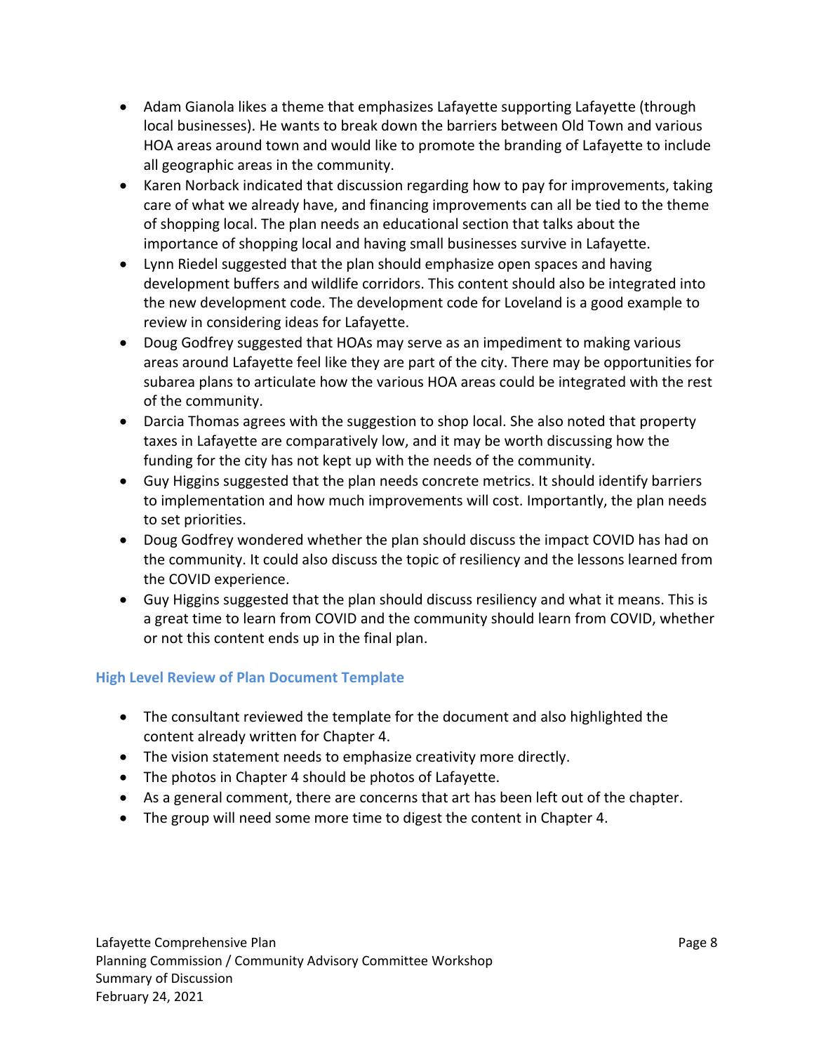- Adam Gianola likes a theme that emphasizes Lafayette supporting Lafayette (through local businesses). He wants to break down the barriers between Old Town and various HOA areas around town and would like to promote the branding of Lafayette to include all geographic areas in the community.
- Karen Norback indicated that discussion regarding how to pay for improvements, taking care of what we already have, and financing improvements can all be tied to the theme of shopping local. The plan needs an educational section that talks about the importance of shopping local and having small businesses survive in Lafayette.
- Lynn Riedel suggested that the plan should emphasize open spaces and having development buffers and wildlife corridors. This content should also be integrated into the new development code. The development code for Loveland is a good example to review in considering ideas for Lafayette.
- Doug Godfrey suggested that HOAs may serve as an impediment to making various areas around Lafayette feel like they are part of the city. There may be opportunities for subarea plans to articulate how the various HOA areas could be integrated with the rest of the community.
- Darcia Thomas agrees with the suggestion to shop local. She also noted that property taxes in Lafayette are comparatively low, and it may be worth discussing how the funding for the city has not kept up with the needs of the community.
- Guy Higgins suggested that the plan needs concrete metrics. It should identify barriers to implementation and how much improvements will cost. Importantly, the plan needs to set priorities.
- Doug Godfrey wondered whether the plan should discuss the impact COVID has had on the community. It could also discuss the topic of resiliency and the lessons learned from the COVID experience.
- Guy Higgins suggested that the plan should discuss resiliency and what it means. This is a great time to learn from COVID and the community should learn from COVID, whether or not this content ends up in the final plan.

### High Level Review of Plan Document Template

- The consultant reviewed the template for the document and also highlighted the content already written for Chapter 4.
- The vision statement needs to emphasize creativity more directly.
- The photos in Chapter 4 should be photos of Lafayette.
- As a general comment, there are concerns that art has been left out of the chapter.
- The group will need some more time to digest the content in Chapter 4.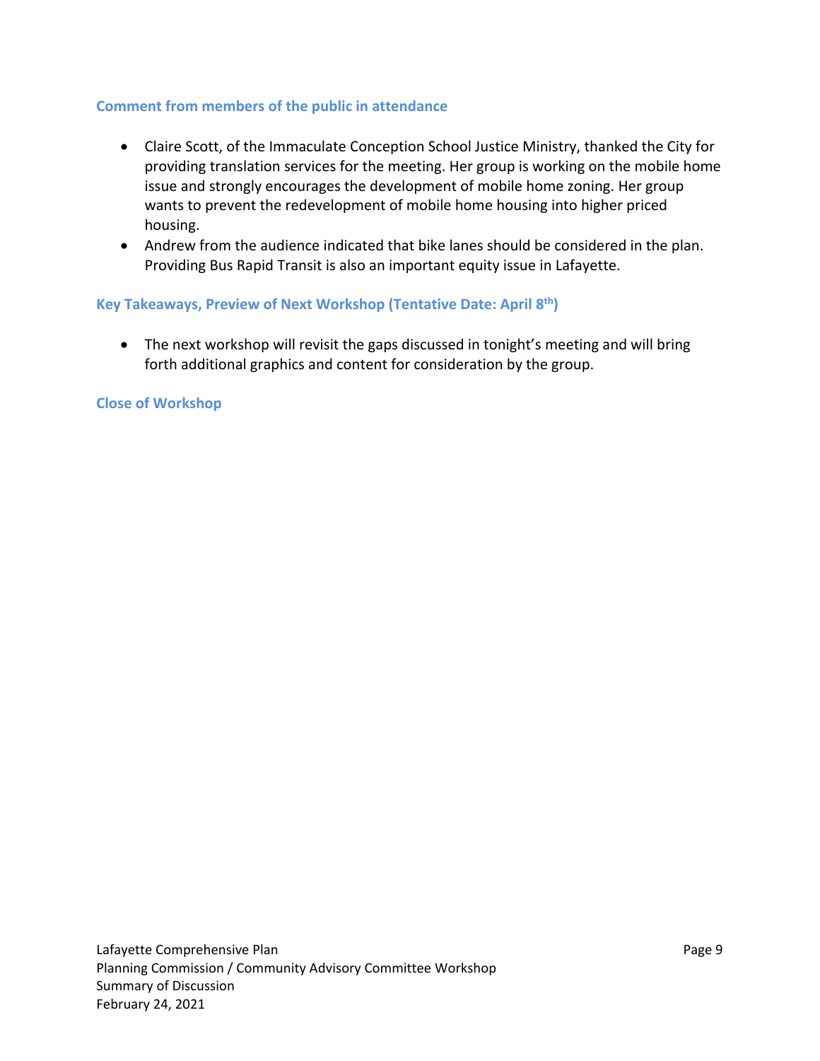### Comment from members of the public in attendance

- Claire Scott, of the Immaculate Conception School Justice Ministry, thanked the City for providing translation services for the meeting. Her group is working on the mobile home issue and strongly encourages the development of mobile home zoning. Her group wants to prevent the redevelopment of mobile home housing into higher priced housing.
- Andrew from the audience indicated that bike lanes should be considered in the plan. Providing Bus Rapid Transit is also an important equity issue in Lafayette.

### Key Takeaways, Preview of Next Workshop (Tentative Date: April 8th)

- The next workshop will revisit the gaps discussed in tonight's meeting and will bring forth additional graphics and content for consideration by the group.

### Close of Workshop